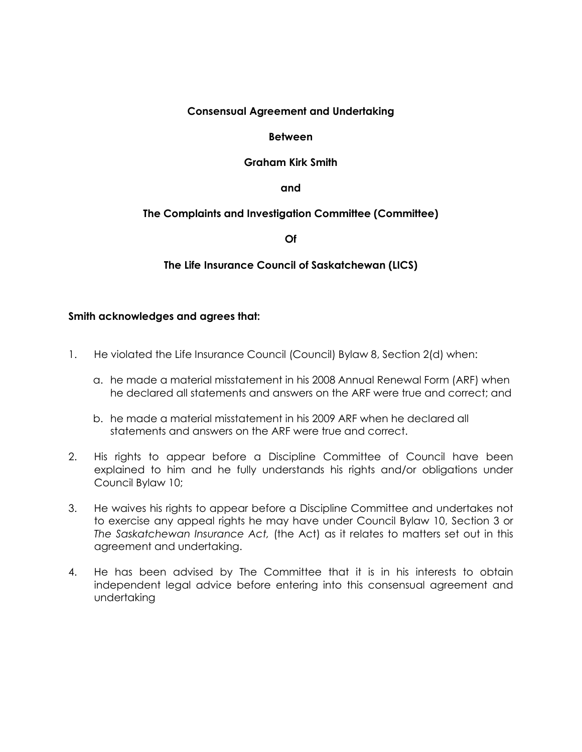**Consensual Agreement and Undertaking**

**Between**

**Graham Kirk Smith**

**and**

**The Complaints and Investigation Committee (Committee)**

**Of**

**The Life Insurance Council of Saskatchewan (LICS)**

**Smith acknowledges and agrees that:**

1. He violated the Life Insurance Council (Council) Bylaw 8, Section 2(d) when:

   a. he made a material misstatement in his 2008 Annual Renewal Form (ARF) when he declared all statements and answers on the ARF were true and correct; and

   b. he made a material misstatement in his 2009 ARF when he declared all statements and answers on the ARF were true and correct.

2. His rights to appear before a Discipline Committee of Council have been explained to him and he fully understands his rights and/or obligations under Council Bylaw 10;

3. He waives his rights to appear before a Discipline Committee and undertakes not to exercise any appeal rights he may have under Council Bylaw 10, Section 3 or *The Saskatchewan Insurance Act,* (the Act) as it relates to matters set out in this agreement and undertaking.

4. He has been advised by The Committee that it is in his interests to obtain independent legal advice before entering into this consensual agreement and undertaking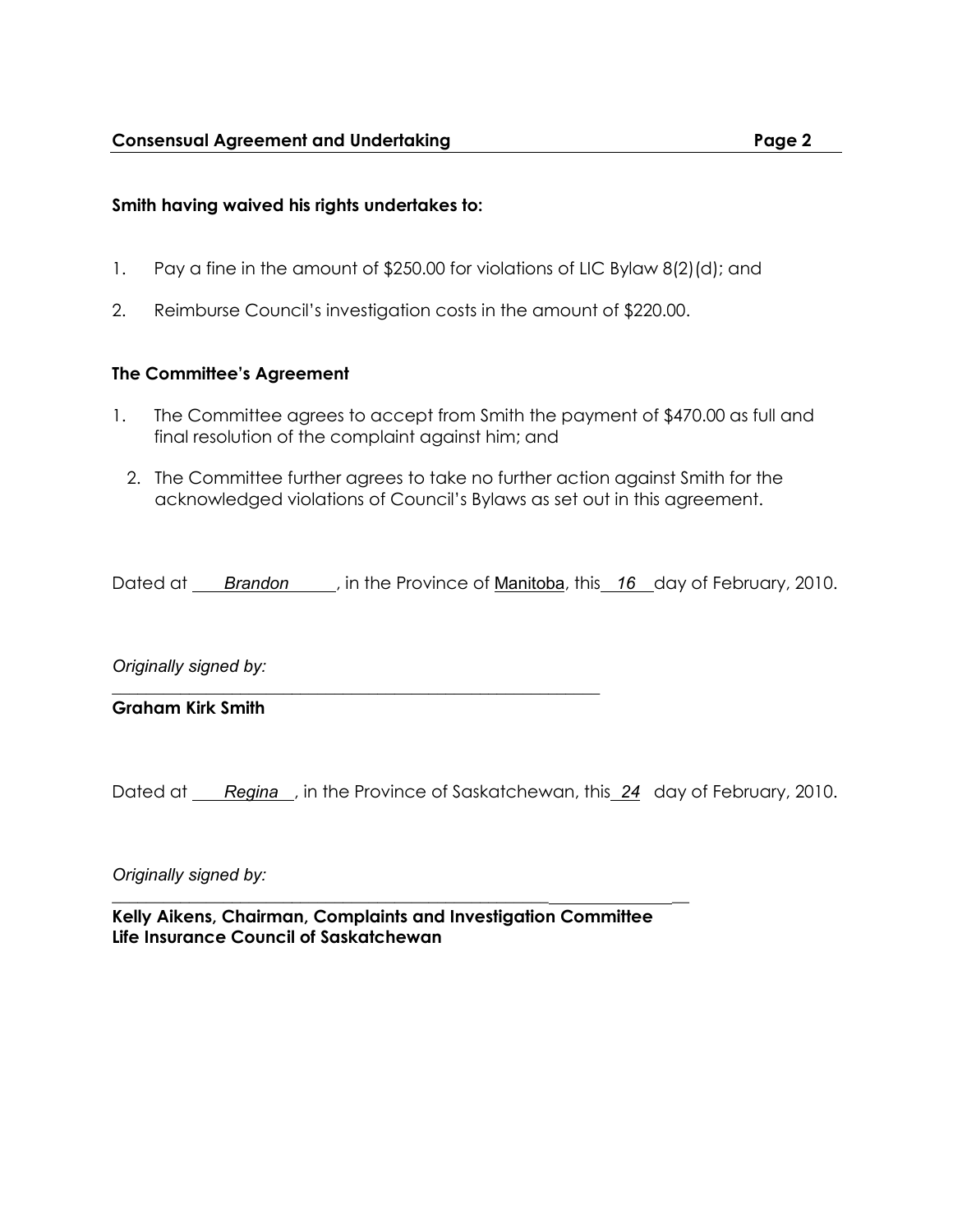**Smith having waived his rights undertakes to:**

1. Pay a fine in the amount of $250.00 for violations of LIC Bylaw 8(2)(d); and
2. Reimburse Council's investigation costs in the amount of $220.00.

**The Committee's Agreement**

1. The Committee agrees to accept from Smith the payment of $470.00 as full and final resolution of the complaint against him; and
2. The Committee further agrees to take no further action against Smith for the acknowledged violations of Council's Bylaws as set out in this agreement.

Dated at *Brandon*, in the Province of Manitoba, this *16* day of February, 2010.

*Originally signed by:*

______________________________________

**Graham Kirk Smith**

Dated at *Regina*, in the Province of Saskatchewan, this *24* day of February, 2010.

*Originally signed by:*

______________________________________

**Kelly Aikens, Chairman, Complaints and Investigation Committee**
**Life Insurance Council of Saskatchewan**